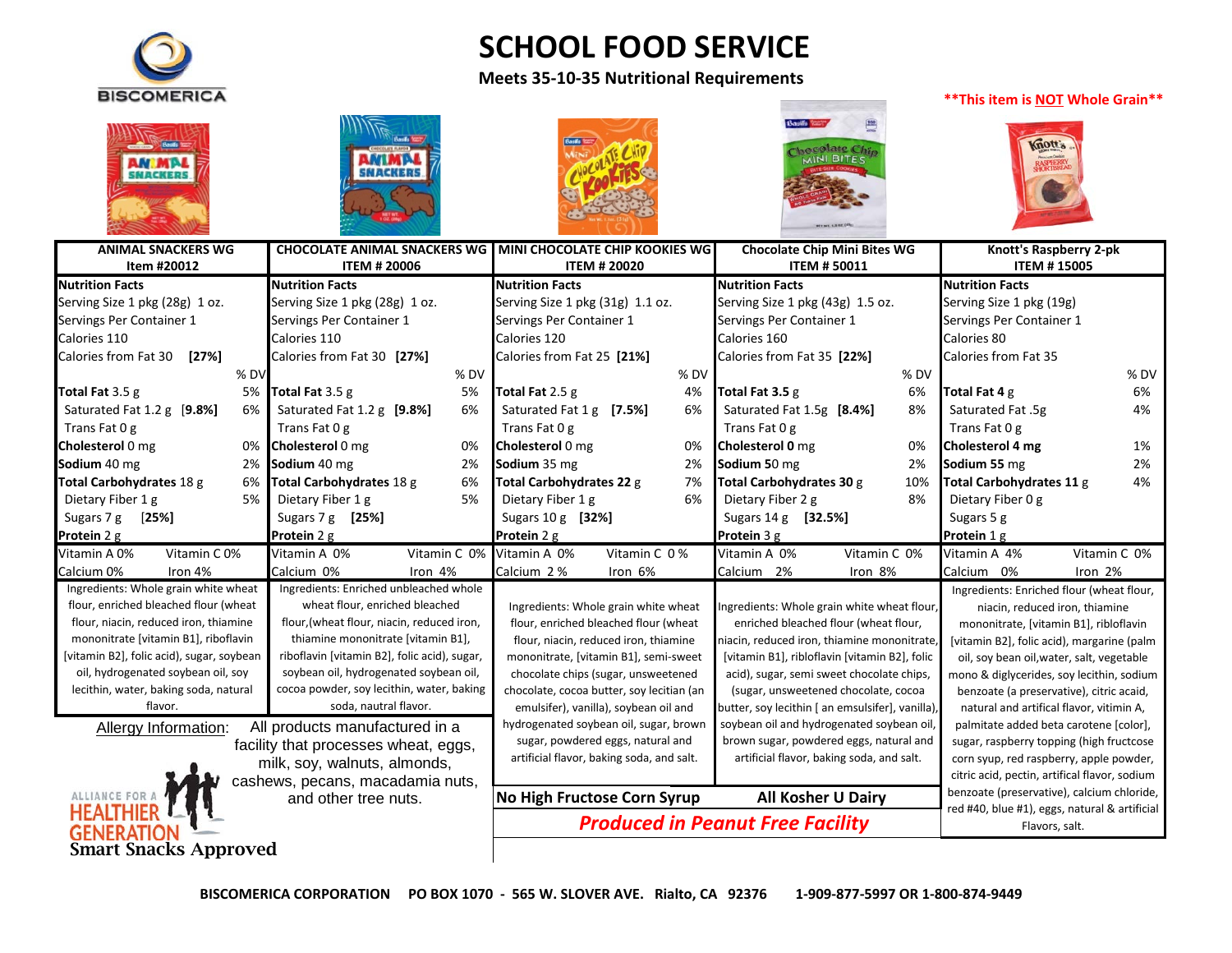BISCOMERICA

# SCHOOL FOOD SERVICE

**Meets 35-10-35 Nutritional Requirements**

****This item is NOT Whole Grain****

| ANIMAL SNACKERS WG Item #20012 | | CHOCOLATE ANIMAL SNACKERS WG ITEM # 20006 | | MINI CHOCOLATE CHIP KOOKIES WG ITEM # 20020 | | Chocolate Chip Mini Bites WG ITEM # 50011 | | Knott's Raspberry 2-pk ITEM # 15005 | |
|---|---|---|---|---|---|---|---|---|---|
| **Nutrition Facts** | | **Nutrition Facts** | | **Nutrition Facts** | | **Nutrition Facts** | | **Nutrition Facts** | |
| Serving Size 1 pkg (28g) 1 oz. | | Serving Size 1 pkg (28g) 1 oz. | | Serving Size 1 pkg (31g) 1.1 oz. | | Serving Size 1 pkg (43g) 1.5 oz. | | Serving Size 1 pkg (19g) | |
| Servings Per Container 1 | | Servings Per Container 1 | | Servings Per Container 1 | | Servings Per Container 1 | | Servings Per Container 1 | |
| Calories 110 | | Calories 110 | | Calories 120 | | Calories 160 | | Calories 80 | |
| Calories from Fat 30 [27%] | | Calories from Fat 30 [27%] | | Calories from Fat 25 [21%] | | Calories from Fat 35 [22%] | | Calories from Fat 35 | |
| | % DV | | % DV | | % DV | | % DV | | % DV |
| **Total Fat** 3.5 g | 5% | **Total Fat** 3.5 g | 5% | **Total Fat** 2.5 g | 4% | **Total Fat 3.5** g | 6% | **Total Fat 4** g | 6% |
| Saturated Fat 1.2 g [9.8%] | 6% | Saturated Fat 1.2 g [9.8%] | 6% | Saturated Fat 1 g [7.5%] | 6% | Saturated Fat 1.5g [8.4%] | 8% | Saturated Fat .5g | 4% |
| Trans Fat 0 g | | Trans Fat 0 g | | Trans Fat 0 g | | Trans Fat 0 g | | Trans Fat 0 g | |
| **Cholesterol** 0 mg | 0% | **Cholesterol** 0 mg | 0% | **Cholesterol** 0 mg | 0% | **Cholesterol 0** mg | 0% | **Cholesterol 4 mg** | 1% |
| **Sodium** 40 mg | 2% | **Sodium** 40 mg | 2% | **Sodium** 35 mg | 2% | **Sodium** 50 mg | 2% | **Sodium** 55 mg | 2% |
| **Total Carbohydrates** 18 g | 6% | **Total Carbohydrates** 18 g | 6% | **Total Carbohydrates 22** g | 7% | **Total Carbohydrates 30** g | 10% | **Total Carbohydrates 11** g | 4% |
| Dietary Fiber 1 g | 5% | Dietary Fiber 1 g | 5% | Dietary Fiber 1 g | 6% | Dietary Fiber 2 g | 8% | Dietary Fiber 0 g | |
| Sugars 7 g [25%] | | Sugars 7 g [25%] | | Sugars 10 g [32%] | | Sugars 14 g [32.5%] | | Sugars 5 g | |
| **Protein** 2 g | | **Protein** 2 g | | **Protein** 3 g | | **Protein** 3 g | | **Protein** 1 g | |
| Vitamin A 0% | Vitamin C 0% | Vitamin A 0% | Vitamin C 0% | Vitamin A 0% | Vitamin C 0 % | Vitamin A 0% | Vitamin C 0% | Vitamin A 4% | Vitamin C 0% |
| Calcium 0% | Iron 4% | Calcium 0% | Iron 4% | Calcium 2 % | Iron 6% | Calcium 2% | Iron 8% | Calcium 0% | Iron 2% |
| Ingredients: Whole grain white wheat flour, enriched bleached flour (wheat flour, niacin, reduced iron, thiamine mononitrate [vitamin B1], riboflavin [vitamin B2], folic acid), sugar, soybean oil, hydrogenated soybean oil, soy lecithin, water, baking soda, natural flavor. | | Ingredients: Enriched unbleached whole wheat flour, enriched bleached flour,(wheat flour, niacin, reduced iron, thiamine mononitrate [vitamin B1], riboflavin [vitamin B2], folic acid), sugar, soybean oil, hydrogenated soybean oil, cocoa powder, soy lecithin, water, baking soda, nautral flavor. | | Ingredients: Whole grain white wheat flour, enriched bleached flour (wheat flour, niacin, reduced iron, thiamine mononitrate, [vitamin B1], semi-sweet chocolate chips (sugar, unsweetened chocolate, cocoa butter, soy lecitian (an emulsifer), vanilla), soybean oil and hydrogenated soybean oil, sugar, brown sugar, powdered eggs, natural and artificial flavor, baking soda, and salt. | | Ingredients: Whole grain white wheat flour, enriched bleached flour (wheat flour, niacin, reduced iron, thiamine mononitrate, [vitamin B1], ribloflavin [vitamin B2], folic acid), sugar, semi sweet chocolate chips, (sugar, unsweetened chocolate, cocoa butter, soy lecithin [ an emsulsifer], vanilla), soybean oil and hydrogenated soybean oil, brown sugar, powdered eggs, natural and artificial flavor, baking soda, and salt. | | Ingredients: Enriched flour (wheat flour, niacin, reduced iron, thiamine mononitrate, [vitamin B1], ribloflavin [vitamin B2], folic acid), margarine (palm oil, soy bean oil,water, salt, vegetable mono & diglycerides, soy lecithin, sodium benzoate (a preservative), citric acaid, natural and artifical flavor, vitimin A, palmitate added beta carotene [color], sugar, raspberry topping (high fructcose corn syup, red raspberry, apple powder, citric acid, pectin, artifical flavor, sodium benzoate (preservative), calcium chloride, red #40, blue #1), eggs, natural & artificial Flavors, salt. | |

Allergy Information: All products manufactured in a facility that processes wheat, eggs, milk, soy, walnuts, almonds, cashews, pecans, macadamia nuts, and other tree nuts.

**No High Fructose Corn Syrup** **All Kosher U Dairy**

***Produced in Peanut Free Facility***

ALLIANCE FOR A HEALTHIER GENERATION
Smart Snacks Approved

**BISCOMERICA CORPORATION PO BOX 1070 - 565 W. SLOVER AVE. Rialto, CA 92376 1-909-877-5997 OR 1-800-874-9449**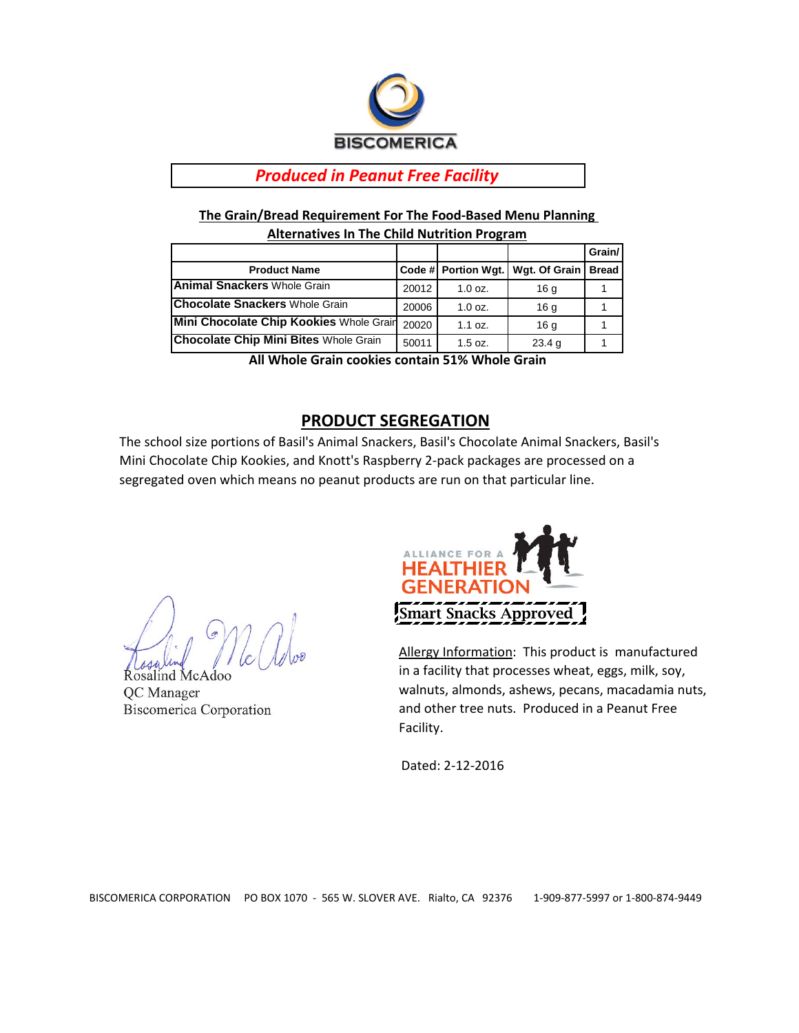BISCOMERICA

***Produced in Peanut Free Facility***

**The Grain/Bread Requirement For The Food-Based Menu Planning Alternatives In The Child Nutrition Program**

| Product Name | Code # | Portion Wgt. | Wgt. Of Grain | Grain/ Bread |
|---|---|---|---|---|
| **Animal Snackers** Whole Grain | 20012 | 1.0 oz. | 16 g | 1 |
| **Chocolate Snackers** Whole Grain | 20006 | 1.0 oz. | 16 g | 1 |
| **Mini Chocolate Chip Kookies** Whole Grain | 20020 | 1.1 oz. | 16 g | 1 |
| **Chocolate Chip Mini Bites** Whole Grain | 50011 | 1.5 oz. | 23.4 g | 1 |

**All Whole Grain cookies contain 51% Whole Grain**

## PRODUCT SEGREGATION

The school size portions of Basil's Animal Snackers, Basil's Chocolate Animal Snackers, Basil's Mini Chocolate Chip Kookies, and Knott's Raspberry 2-pack packages are processed on a segregated oven which means no peanut products are run on that particular line.

Rosalind McAdoo
QC Manager
Biscomerica Corporation

ALLIANCE FOR A HEALTHIER GENERATION

Smart Snacks Approved

Allergy Information: This product is manufactured in a facility that processes wheat, eggs, milk, soy, walnuts, almonds, ashews, pecans, macadamia nuts, and other tree nuts. Produced in a Peanut Free Facility.

Dated: 2-12-2016

BISCOMERICA CORPORATION PO BOX 1070 - 565 W. SLOVER AVE. Rialto, CA 92376 1-909-877-5997 or 1-800-874-9449